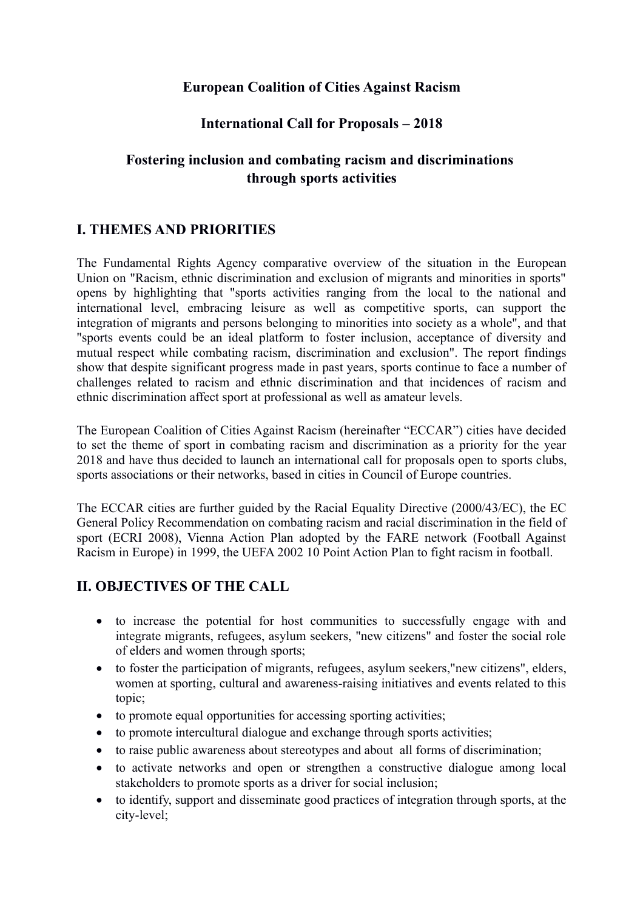# European Coalition of Cities Against Racism

## International Call for Proposals – 2018

## Fostering inclusion and combating racism and discriminations through sports activities

## I. THEMES AND PRIORITIES

The Fundamental Rights Agency comparative overview of the situation in the European Union on "Racism, ethnic discrimination and exclusion of migrants and minorities in sports" opens by highlighting that "sports activities ranging from the local to the national and international level, embracing leisure as well as competitive sports, can support the integration of migrants and persons belonging to minorities into society as a whole", and that "sports events could be an ideal platform to foster inclusion, acceptance of diversity and mutual respect while combating racism, discrimination and exclusion". The report findings show that despite significant progress made in past years, sports continue to face a number of challenges related to racism and ethnic discrimination and that incidences of racism and ethnic discrimination affect sport at professional as well as amateur levels.

The European Coalition of Cities Against Racism (hereinafter "ECCAR") cities have decided to set the theme of sport in combating racism and discrimination as a priority for the year 2018 and have thus decided to launch an international call for proposals open to sports clubs, sports associations or their networks, based in cities in Council of Europe countries.

The ECCAR cities are further guided by the Racial Equality Directive (2000/43/EC), the EC General Policy Recommendation on combating racism and racial discrimination in the field of sport (ECRI 2008), Vienna Action Plan adopted by the FARE network (Football Against Racism in Europe) in 1999, the UEFA 2002 10 Point Action Plan to fight racism in football.

## II. OBJECTIVES OF THE CALL

- to increase the potential for host communities to successfully engage with and integrate migrants, refugees, asylum seekers, "new citizens" and foster the social role of elders and women through sports;
- to foster the participation of migrants, refugees, asylum seekers,"new citizens", elders, women at sporting, cultural and awareness-raising initiatives and events related to this topic;
- to promote equal opportunities for accessing sporting activities;
- to promote intercultural dialogue and exchange through sports activities;
- to raise public awareness about stereotypes and about all forms of discrimination;
- to activate networks and open or strengthen a constructive dialogue among local stakeholders to promote sports as a driver for social inclusion;
- to identify, support and disseminate good practices of integration through sports, at the city-level;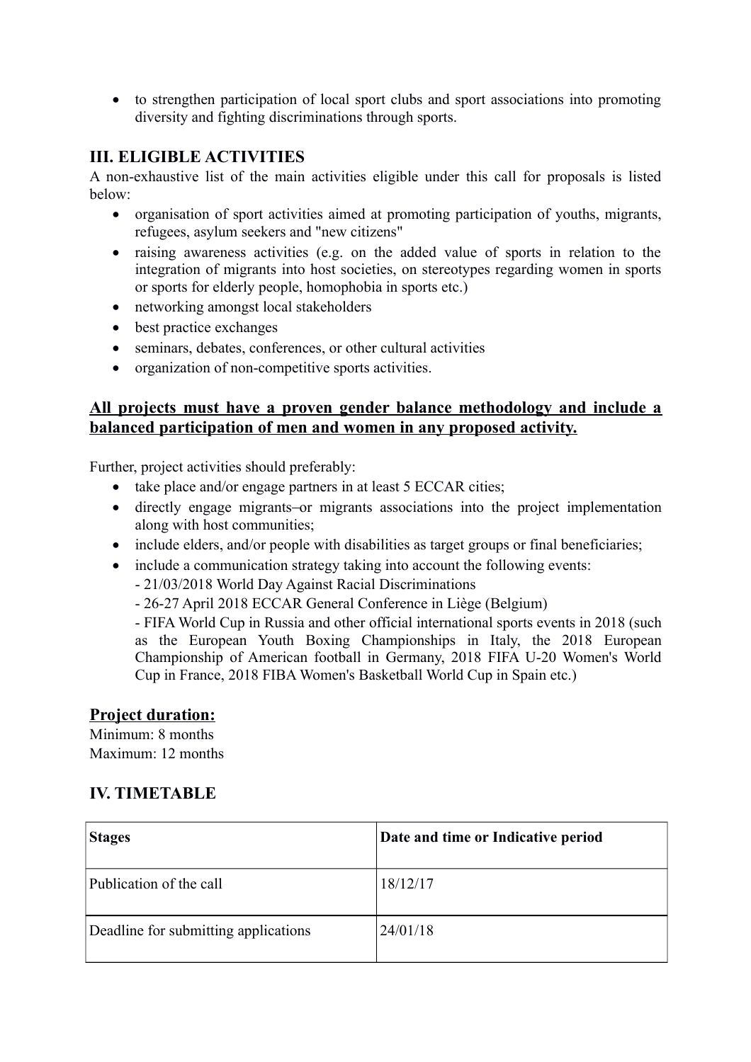- to strengthen participation of local sport clubs and sport associations into promoting diversity and fighting discriminations through sports.

## III. ELIGIBLE ACTIVITIES

A non-exhaustive list of the main activities eligible under this call for proposals is listed below:

- organisation of sport activities aimed at promoting participation of youths, migrants, refugees, asylum seekers and "new citizens"
- raising awareness activities (e.g. on the added value of sports in relation to the integration of migrants into host societies, on stereotypes regarding women in sports or sports for elderly people, homophobia in sports etc.)
- networking amongst local stakeholders
- best practice exchanges
- seminars, debates, conferences, or other cultural activities
- organization of non-competitive sports activities.

**All projects must have a proven gender balance methodology and include a balanced participation of men and women in any proposed activity.**

Further, project activities should preferably:

- take place and/or engage partners in at least 5 ECCAR cities;
- directly engage migrants–or migrants associations into the project implementation along with host communities;
- include elders, and/or people with disabilities as target groups or final beneficiaries;
- include a communication strategy taking into account the following events:
  - 21/03/2018 World Day Against Racial Discriminations
  - 26-27 April 2018 ECCAR General Conference in Liège (Belgium)
  - FIFA World Cup in Russia and other official international sports events in 2018 (such as the European Youth Boxing Championships in Italy, the 2018 European Championship of American football in Germany, 2018 FIFA U-20 Women's World Cup in France, 2018 FIBA Women's Basketball World Cup in Spain etc.)

**Project duration:**

Minimum: 8 months
Maximum: 12 months

## IV. TIMETABLE

| Stages | Date and time or Indicative period |
|---|---|
| Publication of the call | 18/12/17 |
| Deadline for submitting applications | 24/01/18 |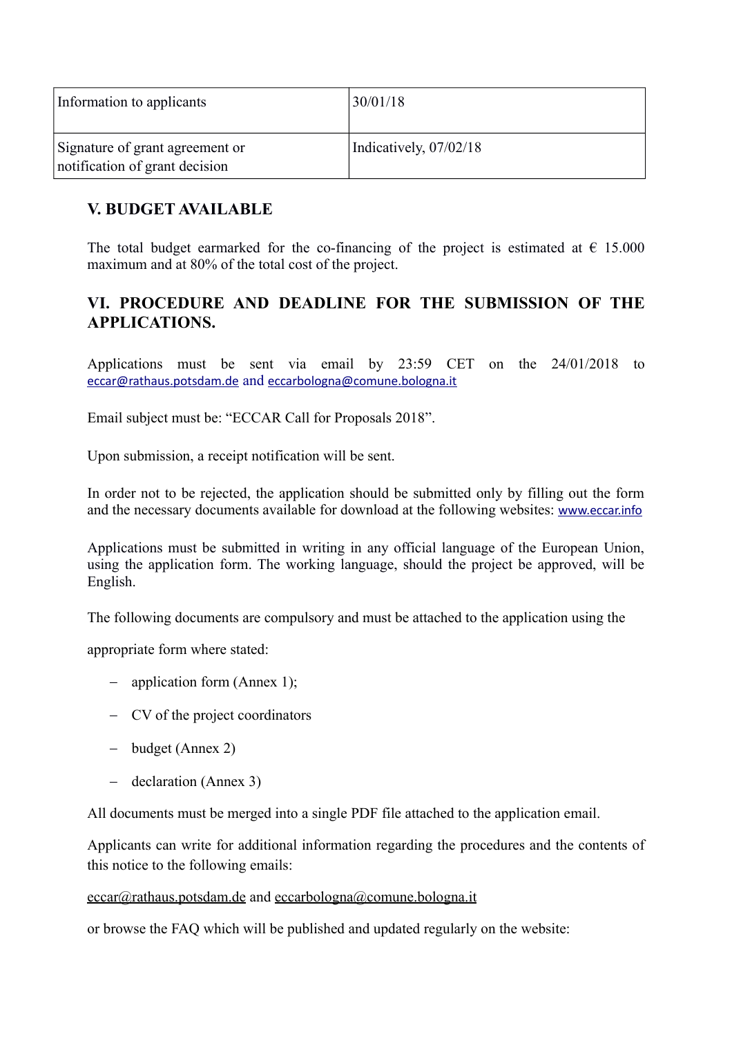| Information to applicants | 30/01/18 |
|---|---|
| Signature of grant agreement or notification of grant decision | Indicatively, 07/02/18 |

## V. BUDGET AVAILABLE

The total budget earmarked for the co-financing of the project is estimated at € 15.000 maximum and at 80% of the total cost of the project.

## VI. PROCEDURE AND DEADLINE FOR THE SUBMISSION OF THE APPLICATIONS.

Applications must be sent via email by 23:59 CET on the 24/01/2018 to eccar@rathaus.potsdam.de and eccarbologna@comune.bologna.it

Email subject must be: "ECCAR Call for Proposals 2018".

Upon submission, a receipt notification will be sent.

In order not to be rejected, the application should be submitted only by filling out the form and the necessary documents available for download at the following websites: www.eccar.info

Applications must be submitted in writing in any official language of the European Union, using the application form. The working language, should the project be approved, will be English.

The following documents are compulsory and must be attached to the application using the

appropriate form where stated:

- application form (Annex 1);
- CV of the project coordinators
- budget (Annex 2)
- declaration (Annex 3)

All documents must be merged into a single PDF file attached to the application email.

Applicants can write for additional information regarding the procedures and the contents of this notice to the following emails:

eccar@rathaus.potsdam.de and eccarbologna@comune.bologna.it

or browse the FAQ which will be published and updated regularly on the website: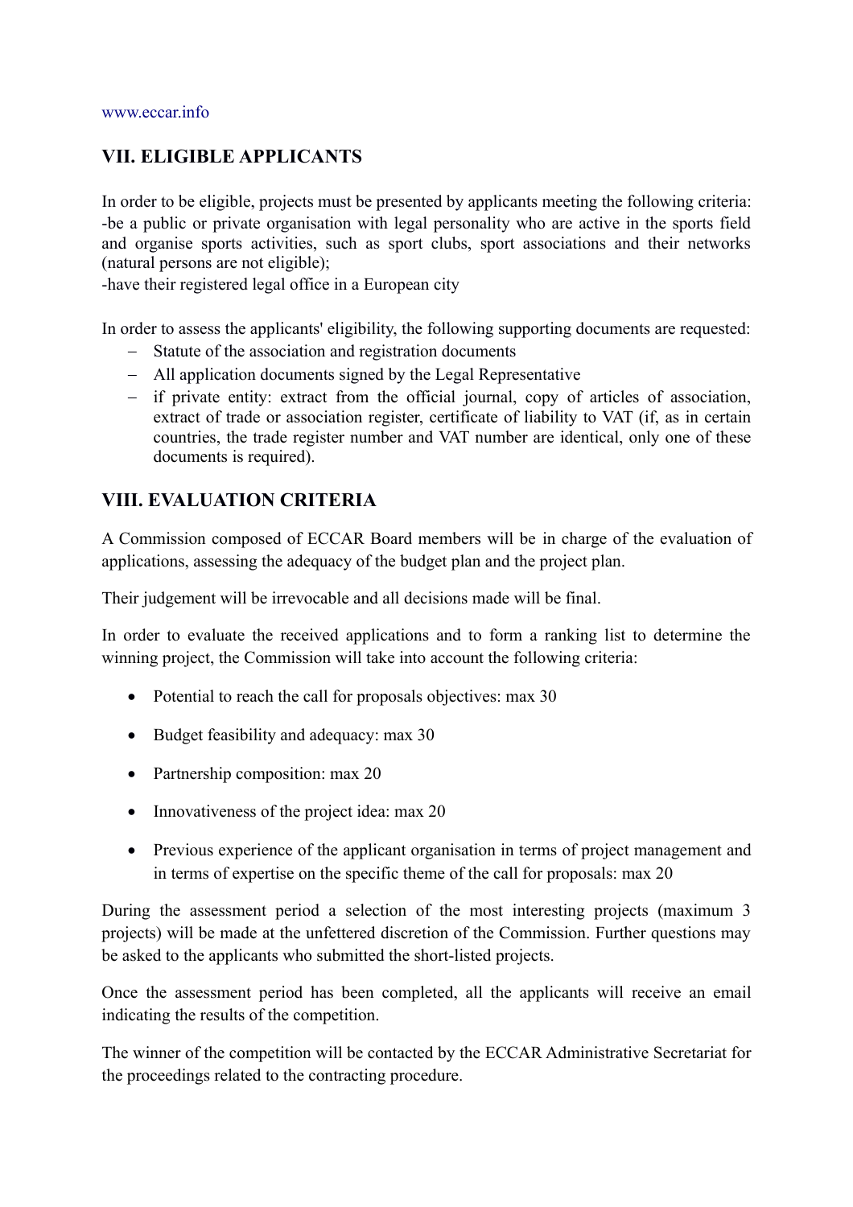www.eccar.info

## VII. ELIGIBLE APPLICANTS

In order to be eligible, projects must be presented by applicants meeting the following criteria:
-be a public or private organisation with legal personality who are active in the sports field and organise sports activities, such as sport clubs, sport associations and their networks (natural persons are not eligible);
-have their registered legal office in a European city

In order to assess the applicants' eligibility, the following supporting documents are requested:

- Statute of the association and registration documents
- All application documents signed by the Legal Representative
- if private entity: extract from the official journal, copy of articles of association, extract of trade or association register, certificate of liability to VAT (if, as in certain countries, the trade register number and VAT number are identical, only one of these documents is required).

## VIII. EVALUATION CRITERIA

A Commission composed of ECCAR Board members will be in charge of the evaluation of applications, assessing the adequacy of the budget plan and the project plan.

Their judgement will be irrevocable and all decisions made will be final.

In order to evaluate the received applications and to form a ranking list to determine the winning project, the Commission will take into account the following criteria:

- Potential to reach the call for proposals objectives: max 30
- Budget feasibility and adequacy: max 30
- Partnership composition: max 20
- Innovativeness of the project idea: max 20
- Previous experience of the applicant organisation in terms of project management and in terms of expertise on the specific theme of the call for proposals: max 20

During the assessment period a selection of the most interesting projects (maximum 3 projects) will be made at the unfettered discretion of the Commission. Further questions may be asked to the applicants who submitted the short-listed projects.

Once the assessment period has been completed, all the applicants will receive an email indicating the results of the competition.

The winner of the competition will be contacted by the ECCAR Administrative Secretariat for the proceedings related to the contracting procedure.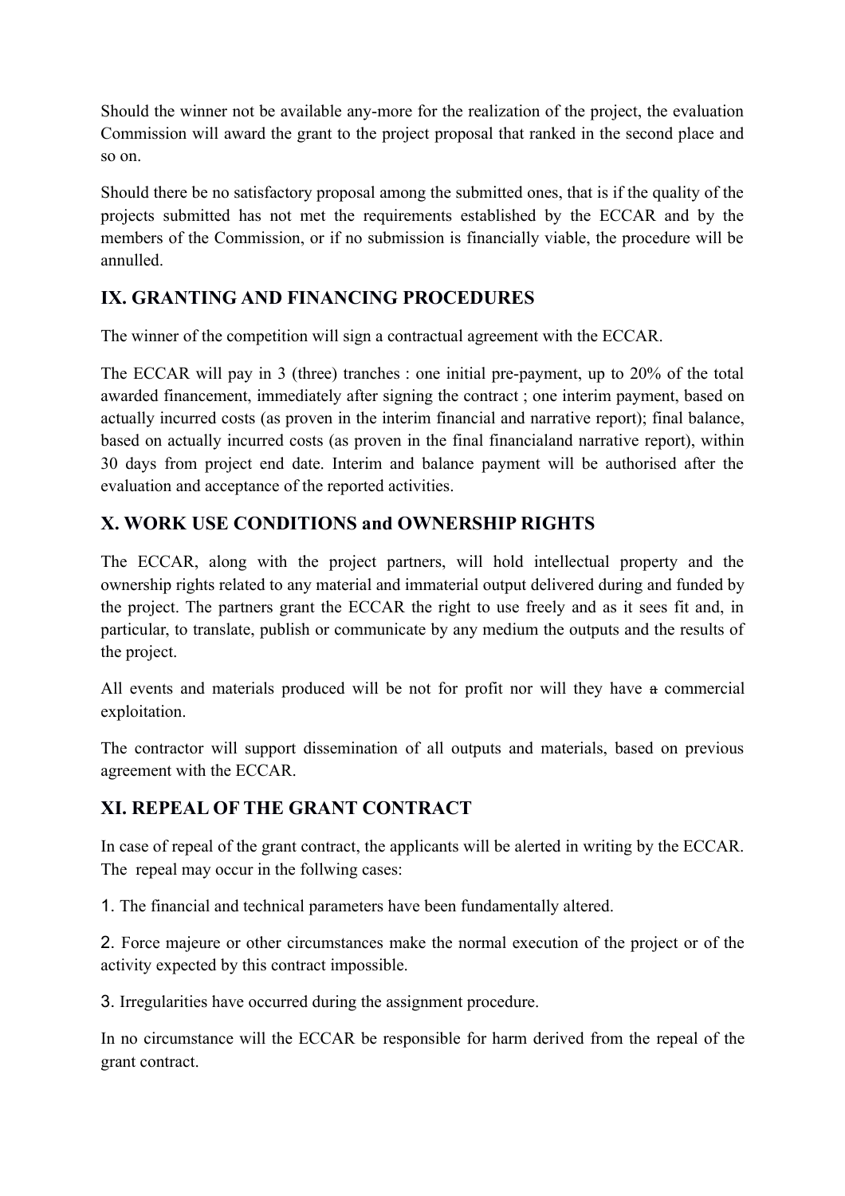Should the winner not be available any-more for the realization of the project, the evaluation Commission will award the grant to the project proposal that ranked in the second place and so on.

Should there be no satisfactory proposal among the submitted ones, that is if the quality of the projects submitted has not met the requirements established by the ECCAR and by the members of the Commission, or if no submission is financially viable, the procedure will be annulled.

## IX. GRANTING AND FINANCING PROCEDURES

The winner of the competition will sign a contractual agreement with the ECCAR.

The ECCAR will pay in 3 (three) tranches : one initial pre-payment, up to 20% of the total awarded financement, immediately after signing the contract ; one interim payment, based on actually incurred costs (as proven in the interim financial and narrative report); final balance, based on actually incurred costs (as proven in the final financialand narrative report), within 30 days from project end date. Interim and balance payment will be authorised after the evaluation and acceptance of the reported activities.

## X. WORK USE CONDITIONS and OWNERSHIP RIGHTS

The ECCAR, along with the project partners, will hold intellectual property and the ownership rights related to any material and immaterial output delivered during and funded by the project. The partners grant the ECCAR the right to use freely and as it sees fit and, in particular, to translate, publish or communicate by any medium the outputs and the results of the project.

All events and materials produced will be not for profit nor will they have ~~a~~ commercial exploitation.

The contractor will support dissemination of all outputs and materials, based on previous agreement with the ECCAR.

## XI. REPEAL OF THE GRANT CONTRACT

In case of repeal of the grant contract, the applicants will be alerted in writing by the ECCAR. The repeal may occur in the follwing cases:

1. The financial and technical parameters have been fundamentally altered.

2. Force majeure or other circumstances make the normal execution of the project or of the activity expected by this contract impossible.

3. Irregularities have occurred during the assignment procedure.

In no circumstance will the ECCAR be responsible for harm derived from the repeal of the grant contract.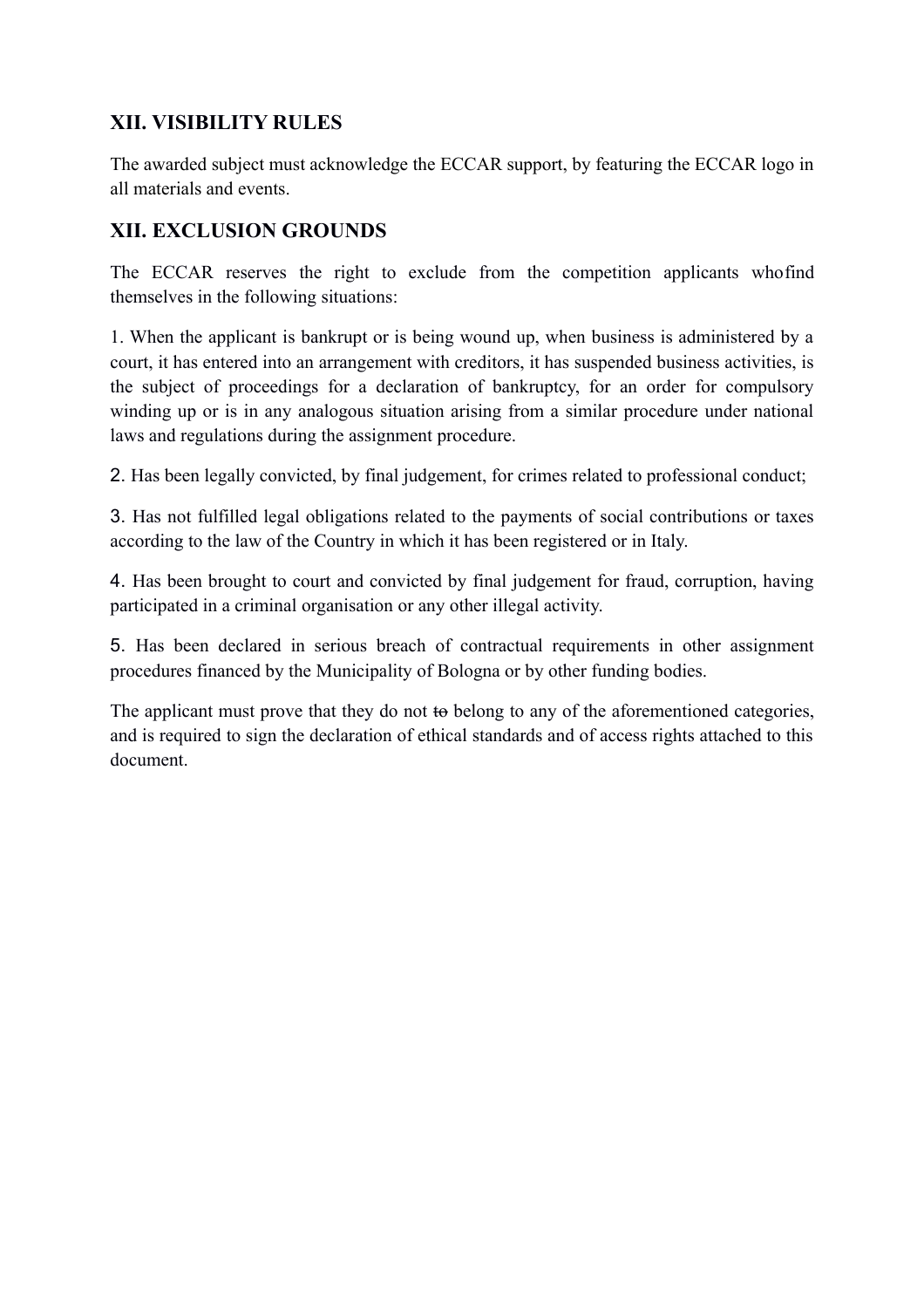## XII. VISIBILITY RULES

The awarded subject must acknowledge the ECCAR support, by featuring the ECCAR logo in all materials and events.

## XII. EXCLUSION GROUNDS

The ECCAR reserves the right to exclude from the competition applicants whofind themselves in the following situations:

1. When the applicant is bankrupt or is being wound up, when business is administered by a court, it has entered into an arrangement with creditors, it has suspended business activities, is the subject of proceedings for a declaration of bankruptcy, for an order for compulsory winding up or is in any analogous situation arising from a similar procedure under national laws and regulations during the assignment procedure.

2. Has been legally convicted, by final judgement, for crimes related to professional conduct;

3. Has not fulfilled legal obligations related to the payments of social contributions or taxes according to the law of the Country in which it has been registered or in Italy.

4. Has been brought to court and convicted by final judgement for fraud, corruption, having participated in a criminal organisation or any other illegal activity.

5. Has been declared in serious breach of contractual requirements in other assignment procedures financed by the Municipality of Bologna or by other funding bodies.

The applicant must prove that they do not ~~to~~ belong to any of the aforementioned categories, and is required to sign the declaration of ethical standards and of access rights attached to this document.